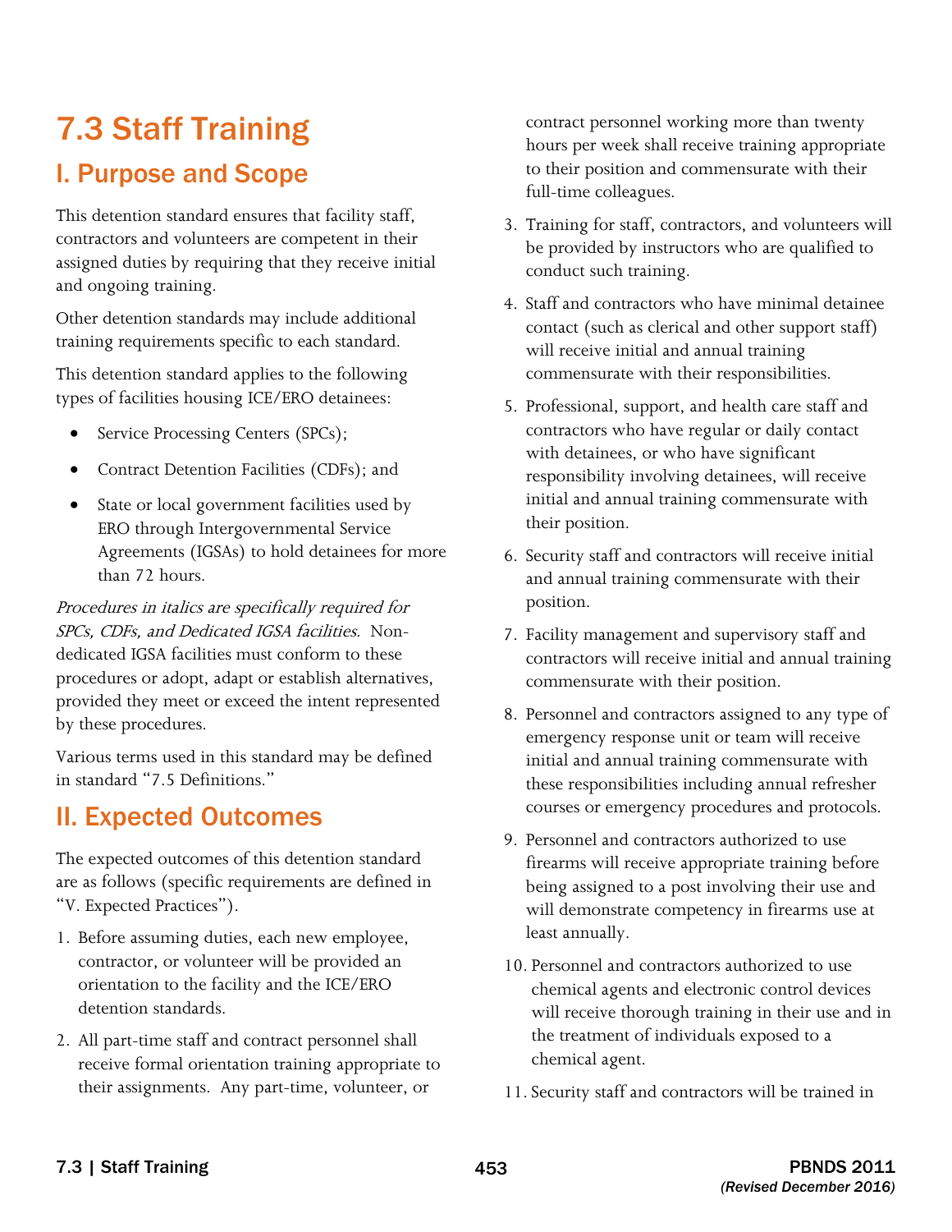# 7.3 Staff Training

## I. Purpose and Scope

This detention standard ensures that facility staff, contractors and volunteers are competent in their assigned duties by requiring that they receive initial and ongoing training.

Other detention standards may include additional training requirements specific to each standard.

This detention standard applies to the following types of facilities housing ICE/ERO detainees:

- Service Processing Centers (SPCs);
- Contract Detention Facilities (CDFs); and
- State or local government facilities used by ERO through Intergovernmental Service Agreements (IGSAs) to hold detainees for more than 72 hours.

*Procedures in italics are specifically required for SPCs, CDFs, and Dedicated IGSA facilities.* Non-dedicated IGSA facilities must conform to these procedures or adopt, adapt or establish alternatives, provided they meet or exceed the intent represented by these procedures.

Various terms used in this standard may be defined in standard "7.5 Definitions."

## II. Expected Outcomes

The expected outcomes of this detention standard are as follows (specific requirements are defined in "V. Expected Practices").

1. Before assuming duties, each new employee, contractor, or volunteer will be provided an orientation to the facility and the ICE/ERO detention standards.
2. All part-time staff and contract personnel shall receive formal orientation training appropriate to their assignments. Any part-time, volunteer, or contract personnel working more than twenty hours per week shall receive training appropriate to their position and commensurate with their full-time colleagues.
3. Training for staff, contractors, and volunteers will be provided by instructors who are qualified to conduct such training.
4. Staff and contractors who have minimal detainee contact (such as clerical and other support staff) will receive initial and annual training commensurate with their responsibilities.
5. Professional, support, and health care staff and contractors who have regular or daily contact with detainees, or who have significant responsibility involving detainees, will receive initial and annual training commensurate with their position.
6. Security staff and contractors will receive initial and annual training commensurate with their position.
7. Facility management and supervisory staff and contractors will receive initial and annual training commensurate with their position.
8. Personnel and contractors assigned to any type of emergency response unit or team will receive initial and annual training commensurate with these responsibilities including annual refresher courses or emergency procedures and protocols.
9. Personnel and contractors authorized to use firearms will receive appropriate training before being assigned to a post involving their use and will demonstrate competency in firearms use at least annually.
10. Personnel and contractors authorized to use chemical agents and electronic control devices will receive thorough training in their use and in the treatment of individuals exposed to a chemical agent.
11. Security staff and contractors will be trained in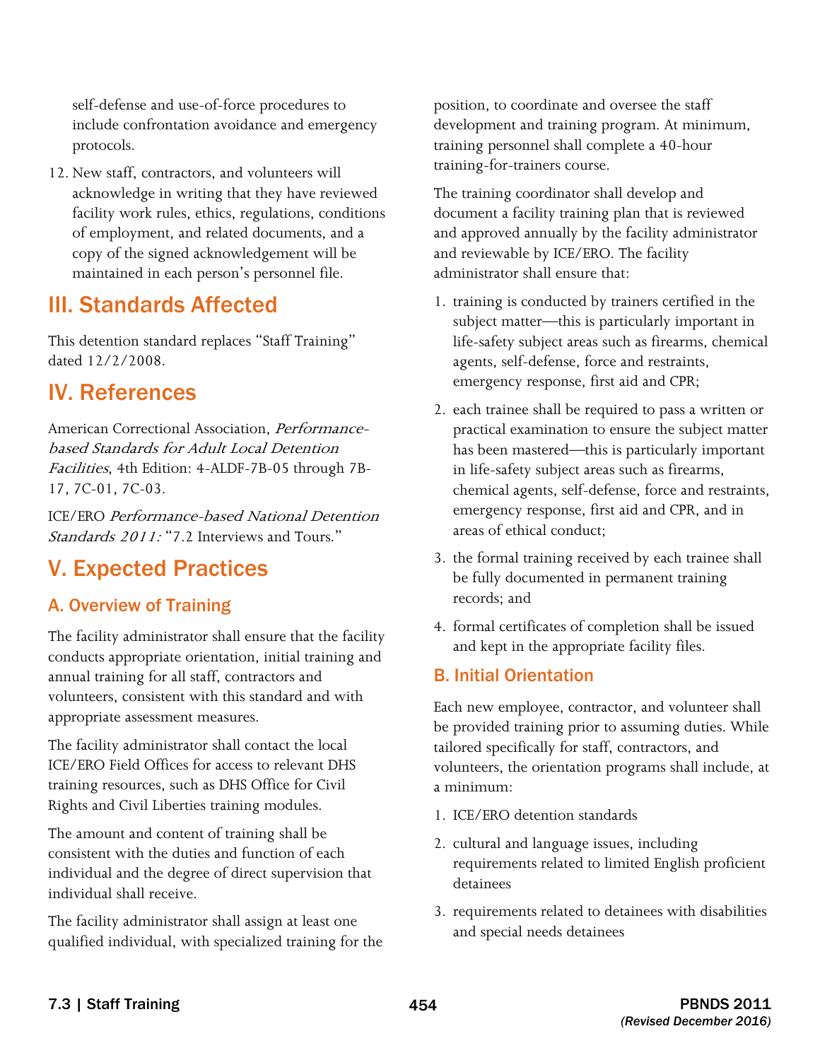self-defense and use-of-force procedures to include confrontation avoidance and emergency protocols.

12. New staff, contractors, and volunteers will acknowledge in writing that they have reviewed facility work rules, ethics, regulations, conditions of employment, and related documents, and a copy of the signed acknowledgement will be maintained in each person's personnel file.

## III. Standards Affected

This detention standard replaces "Staff Training" dated 12/2/2008.

## IV. References

American Correctional Association, *Performance-based Standards for Adult Local Detention Facilities*, 4th Edition: 4-ALDF-7B-05 through 7B-17, 7C-01, 7C-03.

ICE/ERO *Performance-based National Detention Standards 2011:* "7.2 Interviews and Tours."

## V. Expected Practices

### A. Overview of Training

The facility administrator shall ensure that the facility conducts appropriate orientation, initial training and annual training for all staff, contractors and volunteers, consistent with this standard and with appropriate assessment measures.

The facility administrator shall contact the local ICE/ERO Field Offices for access to relevant DHS training resources, such as DHS Office for Civil Rights and Civil Liberties training modules.

The amount and content of training shall be consistent with the duties and function of each individual and the degree of direct supervision that individual shall receive.

The facility administrator shall assign at least one qualified individual, with specialized training for the position, to coordinate and oversee the staff development and training program. At minimum, training personnel shall complete a 40-hour training-for-trainers course.

The training coordinator shall develop and document a facility training plan that is reviewed and approved annually by the facility administrator and reviewable by ICE/ERO. The facility administrator shall ensure that:

1. training is conducted by trainers certified in the subject matter—this is particularly important in life-safety subject areas such as firearms, chemical agents, self-defense, force and restraints, emergency response, first aid and CPR;
2. each trainee shall be required to pass a written or practical examination to ensure the subject matter has been mastered—this is particularly important in life-safety subject areas such as firearms, chemical agents, self-defense, force and restraints, emergency response, first aid and CPR, and in areas of ethical conduct;
3. the formal training received by each trainee shall be fully documented in permanent training records; and
4. formal certificates of completion shall be issued and kept in the appropriate facility files.

### B. Initial Orientation

Each new employee, contractor, and volunteer shall be provided training prior to assuming duties. While tailored specifically for staff, contractors, and volunteers, the orientation programs shall include, at a minimum:

1. ICE/ERO detention standards
2. cultural and language issues, including requirements related to limited English proficient detainees
3. requirements related to detainees with disabilities and special needs detainees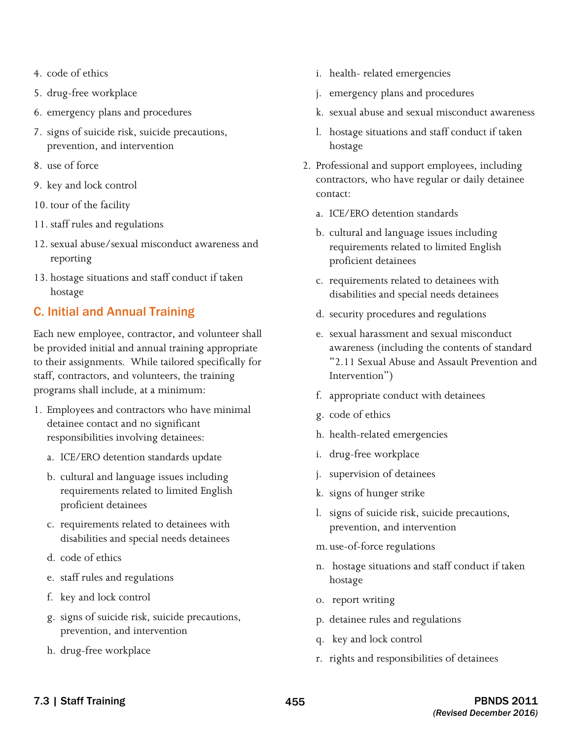4. code of ethics
5. drug-free workplace
6. emergency plans and procedures
7. signs of suicide risk, suicide precautions, prevention, and intervention
8. use of force
9. key and lock control
10. tour of the facility
11. staff rules and regulations
12. sexual abuse/sexual misconduct awareness and reporting
13. hostage situations and staff conduct if taken hostage

## C. Initial and Annual Training

Each new employee, contractor, and volunteer shall be provided initial and annual training appropriate to their assignments. While tailored specifically for staff, contractors, and volunteers, the training programs shall include, at a minimum:

1. Employees and contractors who have minimal detainee contact and no significant responsibilities involving detainees:
   a. ICE/ERO detention standards update
   b. cultural and language issues including requirements related to limited English proficient detainees
   c. requirements related to detainees with disabilities and special needs detainees
   d. code of ethics
   e. staff rules and regulations
   f. key and lock control
   g. signs of suicide risk, suicide precautions, prevention, and intervention
   h. drug-free workplace
   i. health- related emergencies
   j. emergency plans and procedures
   k. sexual abuse and sexual misconduct awareness
   l. hostage situations and staff conduct if taken hostage
2. Professional and support employees, including contractors, who have regular or daily detainee contact:
   a. ICE/ERO detention standards
   b. cultural and language issues including requirements related to limited English proficient detainees
   c. requirements related to detainees with disabilities and special needs detainees
   d. security procedures and regulations
   e. sexual harassment and sexual misconduct awareness (including the contents of standard "2.11 Sexual Abuse and Assault Prevention and Intervention")
   f. appropriate conduct with detainees
   g. code of ethics
   h. health-related emergencies
   i. drug-free workplace
   j. supervision of detainees
   k. signs of hunger strike
   l. signs of suicide risk, suicide precautions, prevention, and intervention
   m. use-of-force regulations
   n. hostage situations and staff conduct if taken hostage
   o. report writing
   p. detainee rules and regulations
   q. key and lock control
   r. rights and responsibilities of detainees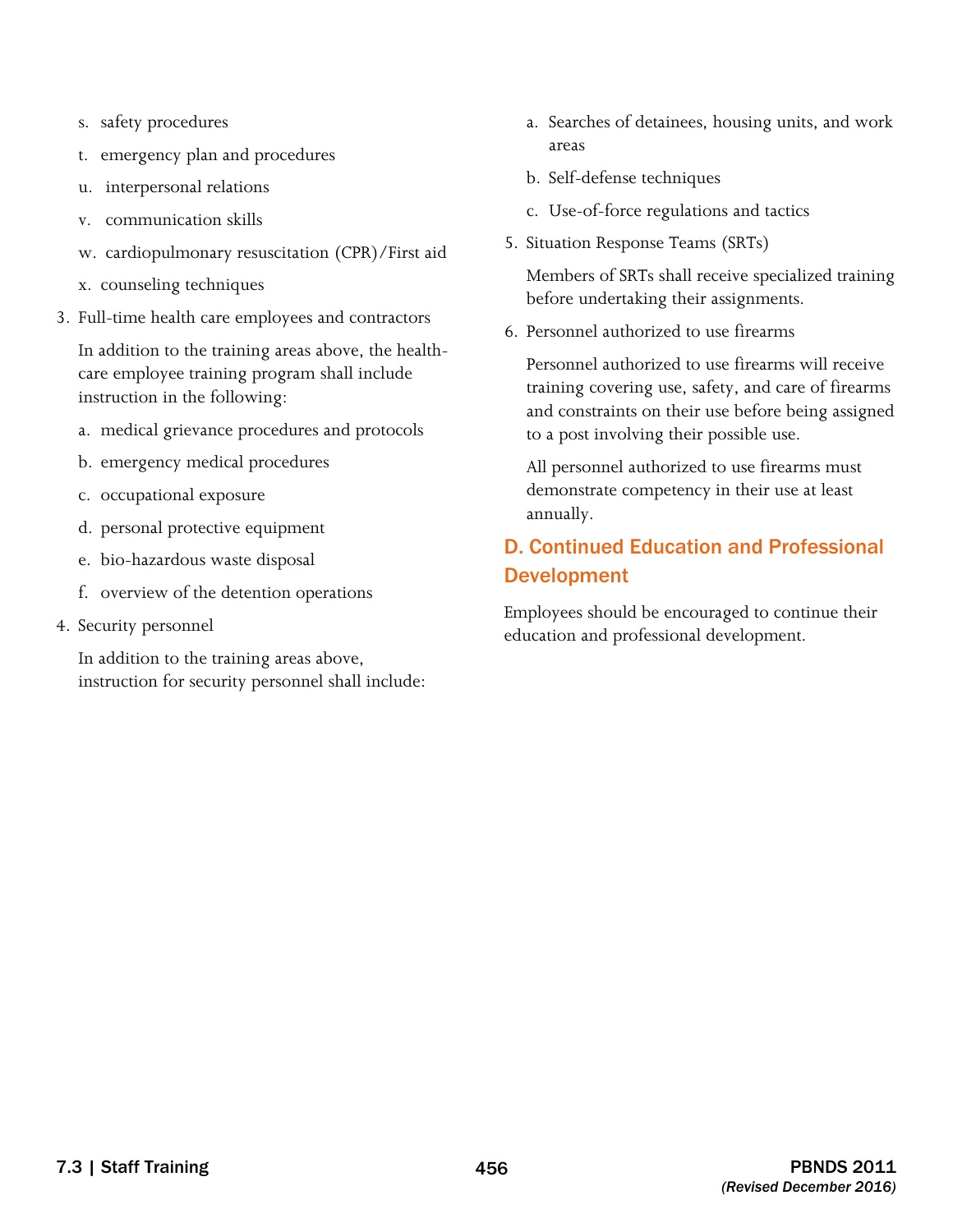s. safety procedures

t. emergency plan and procedures

u. interpersonal relations

v. communication skills

w. cardiopulmonary resuscitation (CPR)/First aid

x. counseling techniques

3. Full-time health care employees and contractors

   In addition to the training areas above, the health-care employee training program shall include instruction in the following:

   a. medical grievance procedures and protocols

   b. emergency medical procedures

   c. occupational exposure

   d. personal protective equipment

   e. bio-hazardous waste disposal

   f. overview of the detention operations

4. Security personnel

   In addition to the training areas above, instruction for security personnel shall include:

   a. Searches of detainees, housing units, and work areas

   b. Self-defense techniques

   c. Use-of-force regulations and tactics

5. Situation Response Teams (SRTs)

   Members of SRTs shall receive specialized training before undertaking their assignments.

6. Personnel authorized to use firearms

   Personnel authorized to use firearms will receive training covering use, safety, and care of firearms and constraints on their use before being assigned to a post involving their possible use.

   All personnel authorized to use firearms must demonstrate competency in their use at least annually.

## D. Continued Education and Professional Development

Employees should be encouraged to continue their education and professional development.